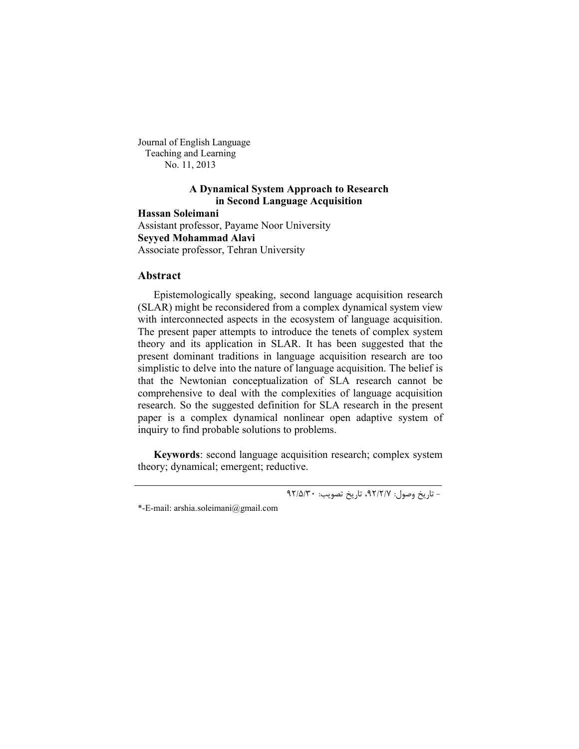Journal of English Language
Teaching and Learning
No. 11, 2013

# A Dynamical System Approach to Research in Second Language Acquisition

**Hassan Soleimani**
Assistant professor, Payame Noor University
**Seyyed Mohammad Alavi**
Associate professor, Tehran University

## Abstract

Epistemologically speaking, second language acquisition research (SLAR) might be reconsidered from a complex dynamical system view with interconnected aspects in the ecosystem of language acquisition. The present paper attempts to introduce the tenets of complex system theory and its application in SLAR. It has been suggested that the present dominant traditions in language acquisition research are too simplistic to delve into the nature of language acquisition. The belief is that the Newtonian conceptualization of SLA research cannot be comprehensive to deal with the complexities of language acquisition research. So the suggested definition for SLA research in the present paper is a complex dynamical nonlinear open adaptive system of inquiry to find probable solutions to problems.

**Keywords**: second language acquisition research; complex system theory; dynamical; emergent; reductive.

- تاریخ وصول: ۹۲/۲/۷، تاریخ تصویب: ۹۲/۵/۳۰

*-E-mail: arshia.soleimani@gmail.com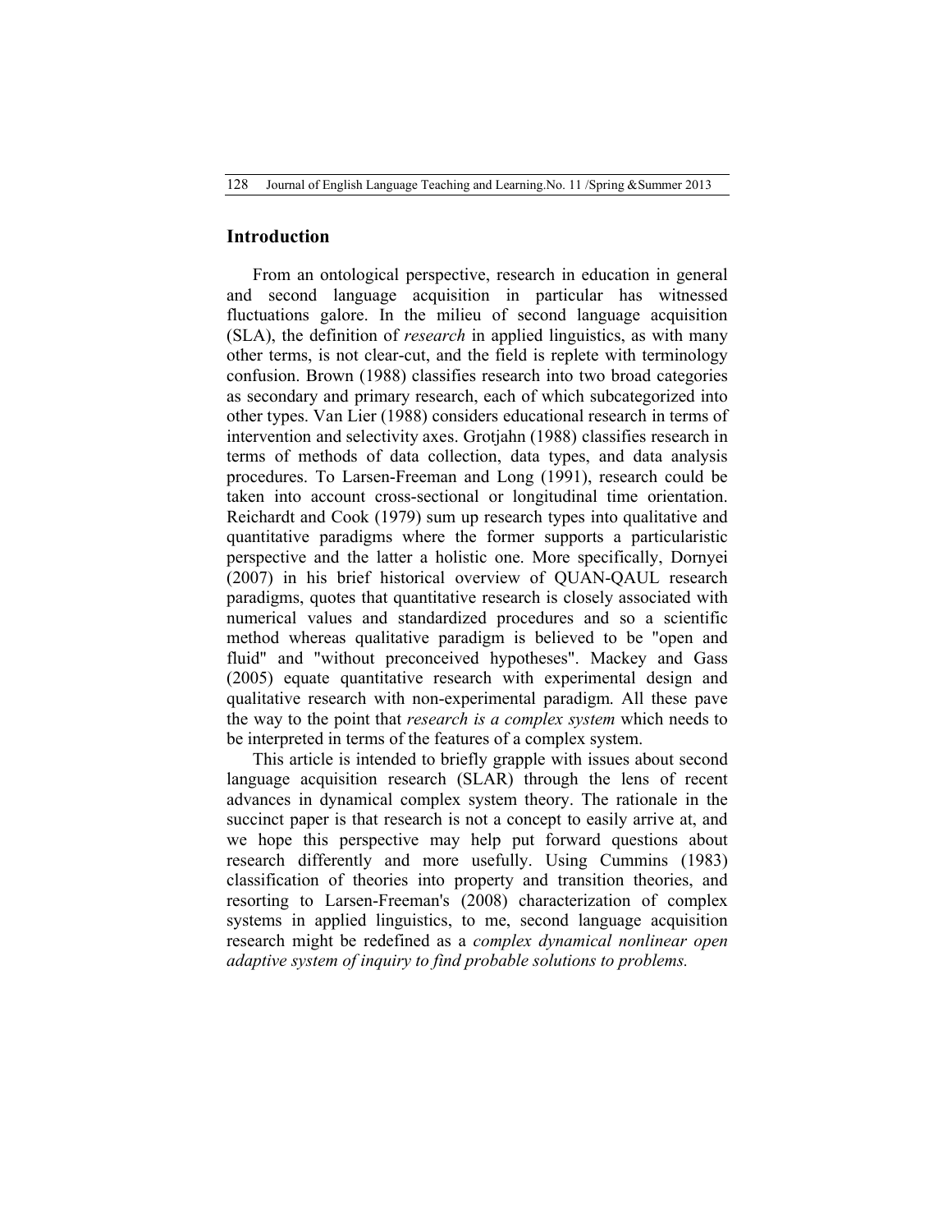## Introduction

From an ontological perspective, research in education in general and second language acquisition in particular has witnessed fluctuations galore. In the milieu of second language acquisition (SLA), the definition of *research* in applied linguistics, as with many other terms, is not clear-cut, and the field is replete with terminology confusion. Brown (1988) classifies research into two broad categories as secondary and primary research, each of which subcategorized into other types. Van Lier (1988) considers educational research in terms of intervention and selectivity axes. Grotjahn (1988) classifies research in terms of methods of data collection, data types, and data analysis procedures. To Larsen-Freeman and Long (1991), research could be taken into account cross-sectional or longitudinal time orientation. Reichardt and Cook (1979) sum up research types into qualitative and quantitative paradigms where the former supports a particularistic perspective and the latter a holistic one. More specifically, Dornyei (2007) in his brief historical overview of QUAN-QAUL research paradigms, quotes that quantitative research is closely associated with numerical values and standardized procedures and so a scientific method whereas qualitative paradigm is believed to be "open and fluid" and "without preconceived hypotheses". Mackey and Gass (2005) equate quantitative research with experimental design and qualitative research with non-experimental paradigm. All these pave the way to the point that *research is a complex system* which needs to be interpreted in terms of the features of a complex system.

This article is intended to briefly grapple with issues about second language acquisition research (SLAR) through the lens of recent advances in dynamical complex system theory. The rationale in the succinct paper is that research is not a concept to easily arrive at, and we hope this perspective may help put forward questions about research differently and more usefully. Using Cummins (1983) classification of theories into property and transition theories, and resorting to Larsen-Freeman's (2008) characterization of complex systems in applied linguistics, to me, second language acquisition research might be redefined as a *complex dynamical nonlinear open adaptive system of inquiry to find probable solutions to problems.*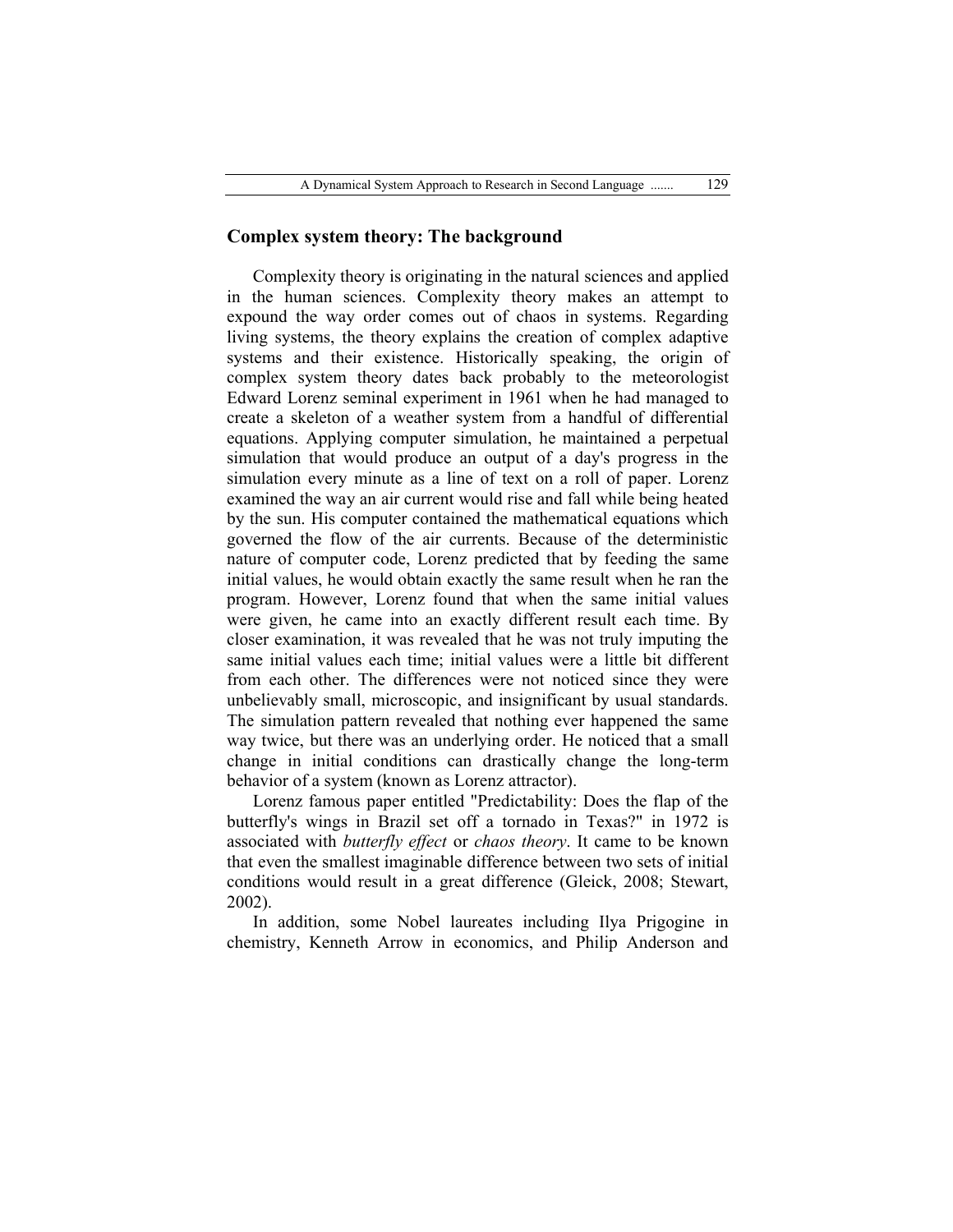## Complex system theory: The background

Complexity theory is originating in the natural sciences and applied in the human sciences. Complexity theory makes an attempt to expound the way order comes out of chaos in systems. Regarding living systems, the theory explains the creation of complex adaptive systems and their existence. Historically speaking, the origin of complex system theory dates back probably to the meteorologist Edward Lorenz seminal experiment in 1961 when he had managed to create a skeleton of a weather system from a handful of differential equations. Applying computer simulation, he maintained a perpetual simulation that would produce an output of a day's progress in the simulation every minute as a line of text on a roll of paper. Lorenz examined the way an air current would rise and fall while being heated by the sun. His computer contained the mathematical equations which governed the flow of the air currents. Because of the deterministic nature of computer code, Lorenz predicted that by feeding the same initial values, he would obtain exactly the same result when he ran the program. However, Lorenz found that when the same initial values were given, he came into an exactly different result each time. By closer examination, it was revealed that he was not truly imputing the same initial values each time; initial values were a little bit different from each other. The differences were not noticed since they were unbelievably small, microscopic, and insignificant by usual standards. The simulation pattern revealed that nothing ever happened the same way twice, but there was an underlying order. He noticed that a small change in initial conditions can drastically change the long-term behavior of a system (known as Lorenz attractor).

Lorenz famous paper entitled "Predictability: Does the flap of the butterfly's wings in Brazil set off a tornado in Texas?" in 1972 is associated with *butterfly effect* or *chaos theory*. It came to be known that even the smallest imaginable difference between two sets of initial conditions would result in a great difference (Gleick, 2008; Stewart, 2002).

In addition, some Nobel laureates including Ilya Prigogine in chemistry, Kenneth Arrow in economics, and Philip Anderson and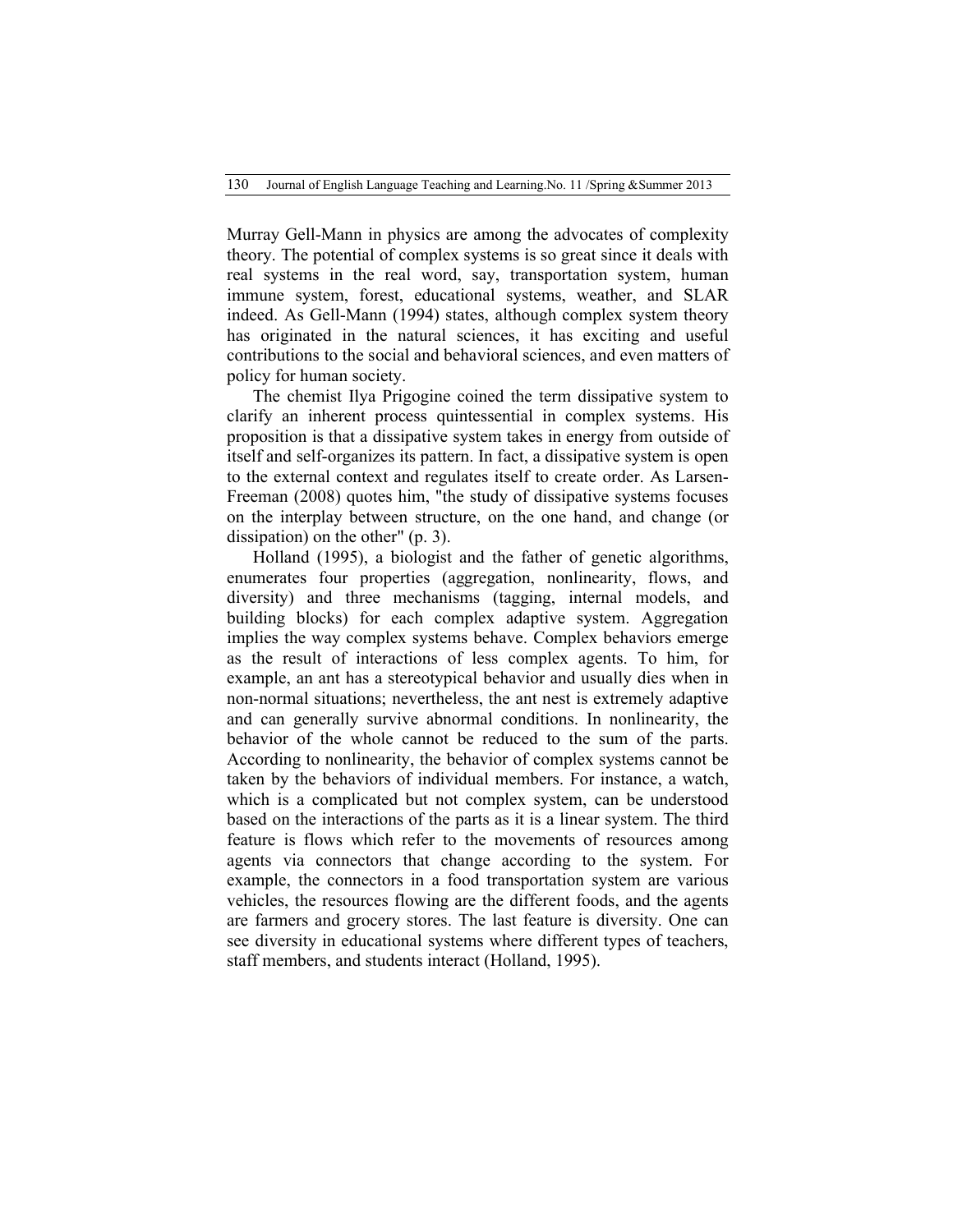Murray Gell-Mann in physics are among the advocates of complexity theory. The potential of complex systems is so great since it deals with real systems in the real word, say, transportation system, human immune system, forest, educational systems, weather, and SLAR indeed. As Gell-Mann (1994) states, although complex system theory has originated in the natural sciences, it has exciting and useful contributions to the social and behavioral sciences, and even matters of policy for human society.

The chemist Ilya Prigogine coined the term dissipative system to clarify an inherent process quintessential in complex systems. His proposition is that a dissipative system takes in energy from outside of itself and self-organizes its pattern. In fact, a dissipative system is open to the external context and regulates itself to create order. As Larsen-Freeman (2008) quotes him, "the study of dissipative systems focuses on the interplay between structure, on the one hand, and change (or dissipation) on the other" (p. 3).

Holland (1995), a biologist and the father of genetic algorithms, enumerates four properties (aggregation, nonlinearity, flows, and diversity) and three mechanisms (tagging, internal models, and building blocks) for each complex adaptive system. Aggregation implies the way complex systems behave. Complex behaviors emerge as the result of interactions of less complex agents. To him, for example, an ant has a stereotypical behavior and usually dies when in non-normal situations; nevertheless, the ant nest is extremely adaptive and can generally survive abnormal conditions. In nonlinearity, the behavior of the whole cannot be reduced to the sum of the parts. According to nonlinearity, the behavior of complex systems cannot be taken by the behaviors of individual members. For instance, a watch, which is a complicated but not complex system, can be understood based on the interactions of the parts as it is a linear system. The third feature is flows which refer to the movements of resources among agents via connectors that change according to the system. For example, the connectors in a food transportation system are various vehicles, the resources flowing are the different foods, and the agents are farmers and grocery stores. The last feature is diversity. One can see diversity in educational systems where different types of teachers, staff members, and students interact (Holland, 1995).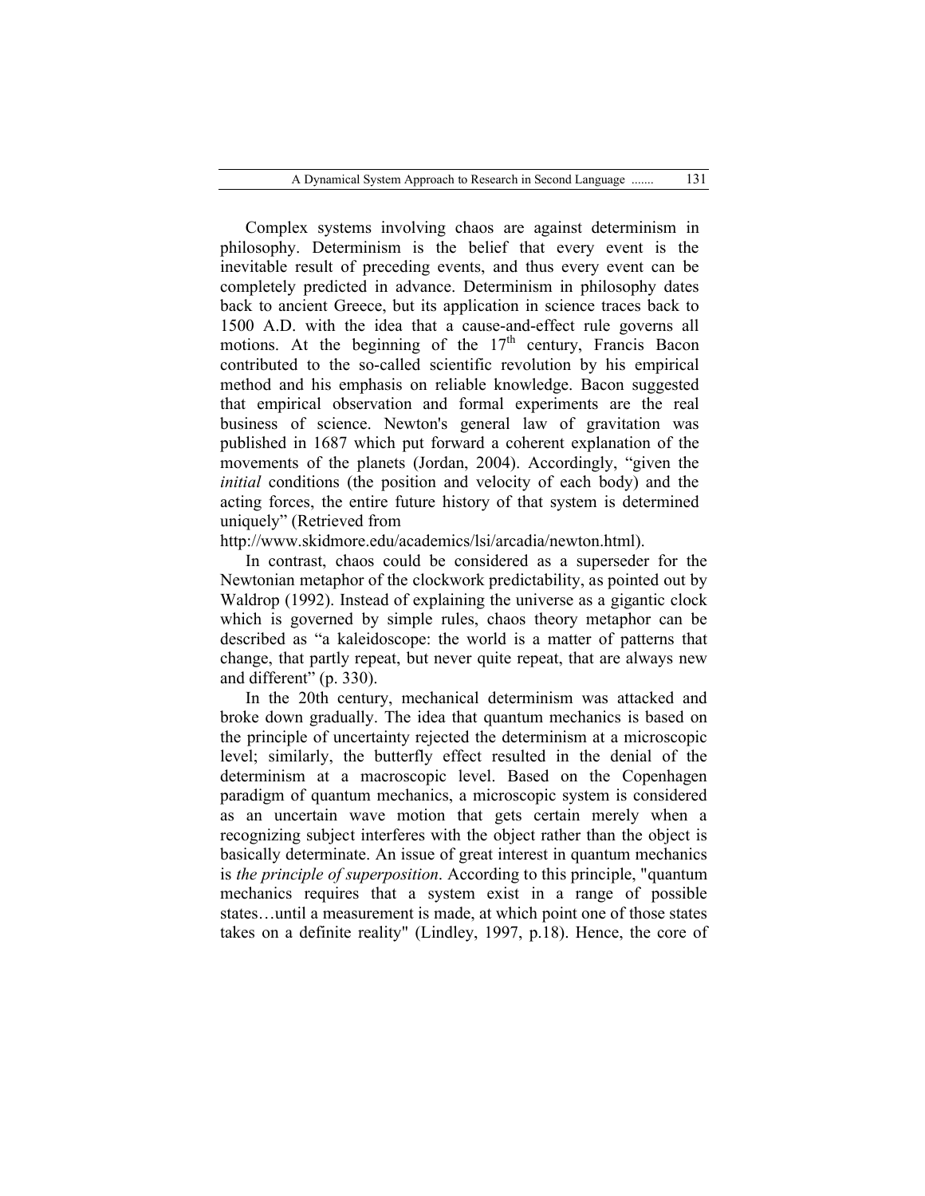Complex systems involving chaos are against determinism in philosophy. Determinism is the belief that every event is the inevitable result of preceding events, and thus every event can be completely predicted in advance. Determinism in philosophy dates back to ancient Greece, but its application in science traces back to 1500 A.D. with the idea that a cause-and-effect rule governs all motions. At the beginning of the 17th century, Francis Bacon contributed to the so-called scientific revolution by his empirical method and his emphasis on reliable knowledge. Bacon suggested that empirical observation and formal experiments are the real business of science. Newton's general law of gravitation was published in 1687 which put forward a coherent explanation of the movements of the planets (Jordan, 2004). Accordingly, "given the *initial* conditions (the position and velocity of each body) and the acting forces, the entire future history of that system is determined uniquely" (Retrieved from http://www.skidmore.edu/academics/lsi/arcadia/newton.html).

In contrast, chaos could be considered as a superseder for the Newtonian metaphor of the clockwork predictability, as pointed out by Waldrop (1992). Instead of explaining the universe as a gigantic clock which is governed by simple rules, chaos theory metaphor can be described as "a kaleidoscope: the world is a matter of patterns that change, that partly repeat, but never quite repeat, that are always new and different" (p. 330).

In the 20th century, mechanical determinism was attacked and broke down gradually. The idea that quantum mechanics is based on the principle of uncertainty rejected the determinism at a microscopic level; similarly, the butterfly effect resulted in the denial of the determinism at a macroscopic level. Based on the Copenhagen paradigm of quantum mechanics, a microscopic system is considered as an uncertain wave motion that gets certain merely when a recognizing subject interferes with the object rather than the object is basically determinate. An issue of great interest in quantum mechanics is *the principle of superposition*. According to this principle, "quantum mechanics requires that a system exist in a range of possible states…until a measurement is made, at which point one of those states takes on a definite reality" (Lindley, 1997, p.18). Hence, the core of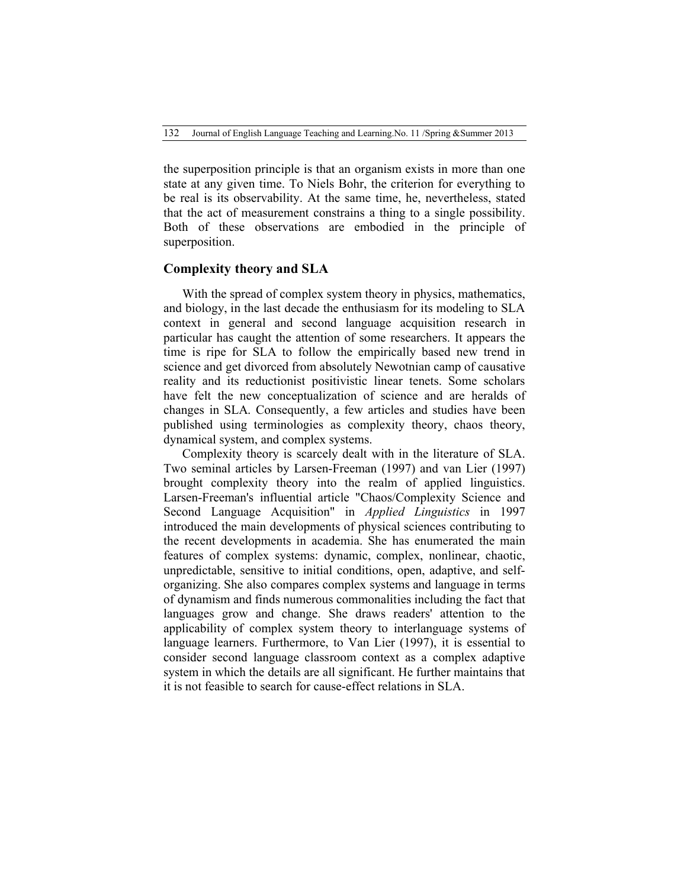the superposition principle is that an organism exists in more than one state at any given time. To Niels Bohr, the criterion for everything to be real is its observability. At the same time, he, nevertheless, stated that the act of measurement constrains a thing to a single possibility. Both of these observations are embodied in the principle of superposition.

## Complexity theory and SLA

With the spread of complex system theory in physics, mathematics, and biology, in the last decade the enthusiasm for its modeling to SLA context in general and second language acquisition research in particular has caught the attention of some researchers. It appears the time is ripe for SLA to follow the empirically based new trend in science and get divorced from absolutely Newotnian camp of causative reality and its reductionist positivistic linear tenets. Some scholars have felt the new conceptualization of science and are heralds of changes in SLA. Consequently, a few articles and studies have been published using terminologies as complexity theory, chaos theory, dynamical system, and complex systems.

Complexity theory is scarcely dealt with in the literature of SLA. Two seminal articles by Larsen-Freeman (1997) and van Lier (1997) brought complexity theory into the realm of applied linguistics. Larsen-Freeman's influential article "Chaos/Complexity Science and Second Language Acquisition" in *Applied Linguistics* in 1997 introduced the main developments of physical sciences contributing to the recent developments in academia. She has enumerated the main features of complex systems: dynamic, complex, nonlinear, chaotic, unpredictable, sensitive to initial conditions, open, adaptive, and self-organizing. She also compares complex systems and language in terms of dynamism and finds numerous commonalities including the fact that languages grow and change. She draws readers' attention to the applicability of complex system theory to interlanguage systems of language learners. Furthermore, to Van Lier (1997), it is essential to consider second language classroom context as a complex adaptive system in which the details are all significant. He further maintains that it is not feasible to search for cause-effect relations in SLA.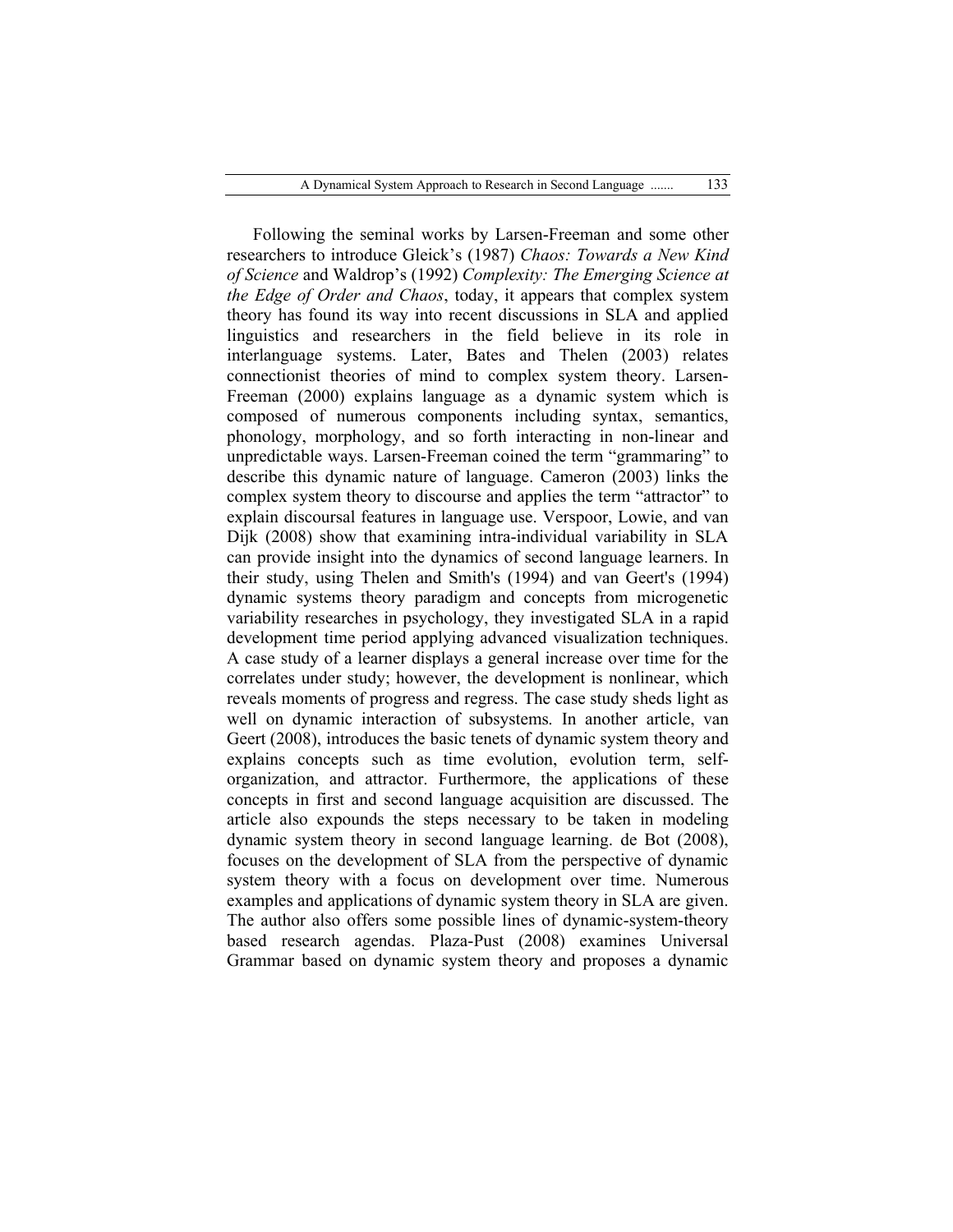Following the seminal works by Larsen-Freeman and some other researchers to introduce Gleick's (1987) *Chaos: Towards a New Kind of Science* and Waldrop's (1992) *Complexity: The Emerging Science at the Edge of Order and Chaos*, today, it appears that complex system theory has found its way into recent discussions in SLA and applied linguistics and researchers in the field believe in its role in interlanguage systems. Later, Bates and Thelen (2003) relates connectionist theories of mind to complex system theory. Larsen-Freeman (2000) explains language as a dynamic system which is composed of numerous components including syntax, semantics, phonology, morphology, and so forth interacting in non-linear and unpredictable ways. Larsen-Freeman coined the term "grammaring" to describe this dynamic nature of language. Cameron (2003) links the complex system theory to discourse and applies the term "attractor" to explain discoursal features in language use. Verspoor, Lowie, and van Dijk (2008) show that examining intra-individual variability in SLA can provide insight into the dynamics of second language learners. In their study, using Thelen and Smith's (1994) and van Geert's (1994) dynamic systems theory paradigm and concepts from microgenetic variability researches in psychology, they investigated SLA in a rapid development time period applying advanced visualization techniques. A case study of a learner displays a general increase over time for the correlates under study; however, the development is nonlinear, which reveals moments of progress and regress. The case study sheds light as well on dynamic interaction of subsystems. In another article, van Geert (2008), introduces the basic tenets of dynamic system theory and explains concepts such as time evolution, evolution term, self-organization, and attractor. Furthermore, the applications of these concepts in first and second language acquisition are discussed. The article also expounds the steps necessary to be taken in modeling dynamic system theory in second language learning. de Bot (2008), focuses on the development of SLA from the perspective of dynamic system theory with a focus on development over time. Numerous examples and applications of dynamic system theory in SLA are given. The author also offers some possible lines of dynamic-system-theory based research agendas. Plaza-Pust (2008) examines Universal Grammar based on dynamic system theory and proposes a dynamic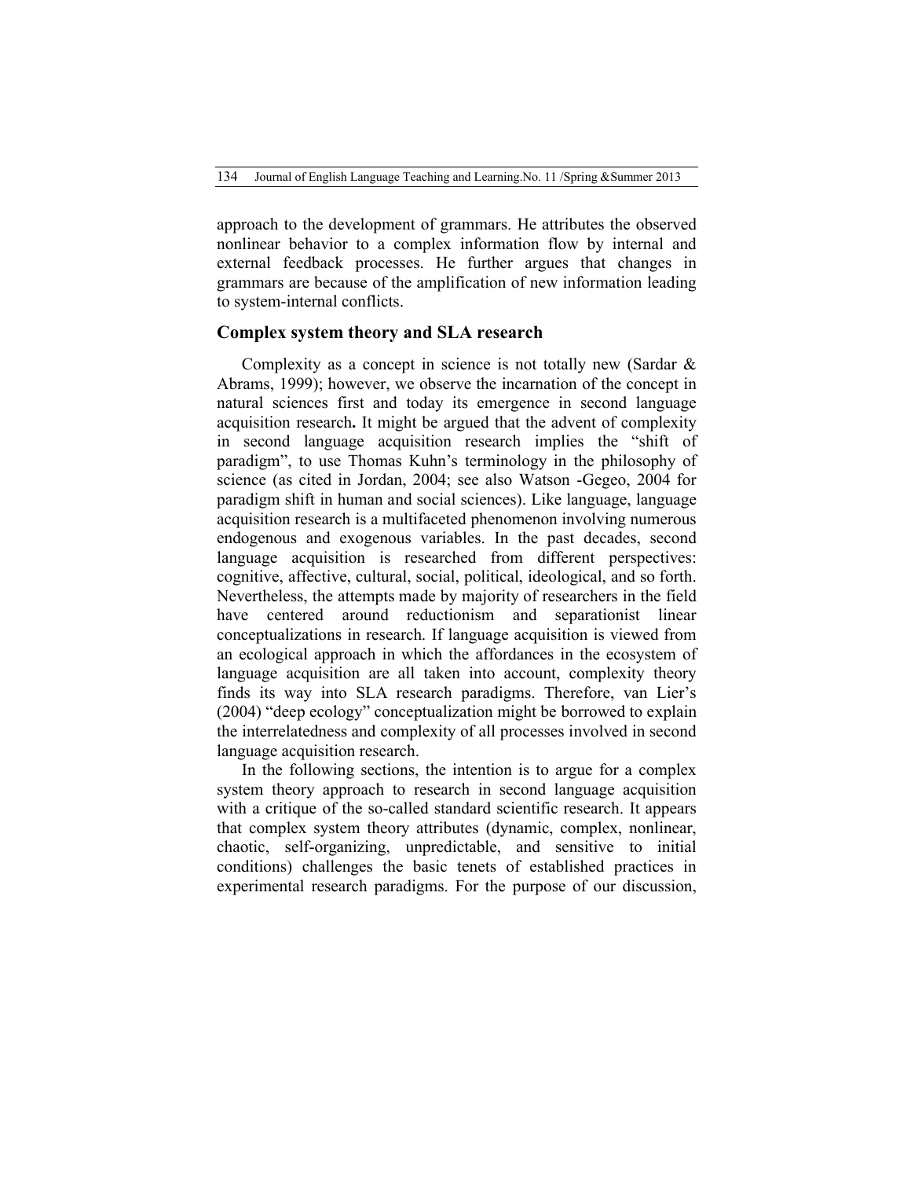approach to the development of grammars. He attributes the observed nonlinear behavior to a complex information flow by internal and external feedback processes. He further argues that changes in grammars are because of the amplification of new information leading to system-internal conflicts.

## Complex system theory and SLA research

Complexity as a concept in science is not totally new (Sardar & Abrams, 1999); however, we observe the incarnation of the concept in natural sciences first and today its emergence in second language acquisition research**.** It might be argued that the advent of complexity in second language acquisition research implies the "shift of paradigm", to use Thomas Kuhn's terminology in the philosophy of science (as cited in Jordan, 2004; see also Watson -Gegeo, 2004 for paradigm shift in human and social sciences). Like language, language acquisition research is a multifaceted phenomenon involving numerous endogenous and exogenous variables. In the past decades, second language acquisition is researched from different perspectives: cognitive, affective, cultural, social, political, ideological, and so forth. Nevertheless, the attempts made by majority of researchers in the field have centered around reductionism and separationist linear conceptualizations in research. If language acquisition is viewed from an ecological approach in which the affordances in the ecosystem of language acquisition are all taken into account, complexity theory finds its way into SLA research paradigms. Therefore, van Lier's (2004) "deep ecology" conceptualization might be borrowed to explain the interrelatedness and complexity of all processes involved in second language acquisition research.

In the following sections, the intention is to argue for a complex system theory approach to research in second language acquisition with a critique of the so-called standard scientific research. It appears that complex system theory attributes (dynamic, complex, nonlinear, chaotic, self-organizing, unpredictable, and sensitive to initial conditions) challenges the basic tenets of established practices in experimental research paradigms. For the purpose of our discussion,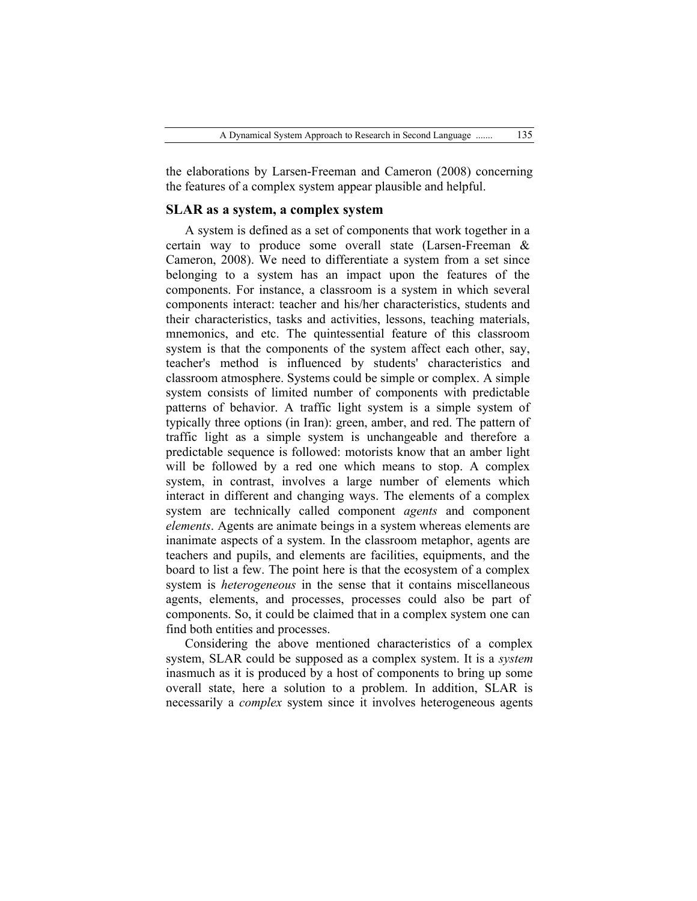the elaborations by Larsen-Freeman and Cameron (2008) concerning the features of a complex system appear plausible and helpful.

## SLAR as a system, a complex system

A system is defined as a set of components that work together in a certain way to produce some overall state (Larsen-Freeman & Cameron, 2008). We need to differentiate a system from a set since belonging to a system has an impact upon the features of the components. For instance, a classroom is a system in which several components interact: teacher and his/her characteristics, students and their characteristics, tasks and activities, lessons, teaching materials, mnemonics, and etc. The quintessential feature of this classroom system is that the components of the system affect each other, say, teacher's method is influenced by students' characteristics and classroom atmosphere. Systems could be simple or complex. A simple system consists of limited number of components with predictable patterns of behavior. A traffic light system is a simple system of typically three options (in Iran): green, amber, and red. The pattern of traffic light as a simple system is unchangeable and therefore a predictable sequence is followed: motorists know that an amber light will be followed by a red one which means to stop. A complex system, in contrast, involves a large number of elements which interact in different and changing ways. The elements of a complex system are technically called component *agents* and component *elements*. Agents are animate beings in a system whereas elements are inanimate aspects of a system. In the classroom metaphor, agents are teachers and pupils, and elements are facilities, equipments, and the board to list a few. The point here is that the ecosystem of a complex system is *heterogeneous* in the sense that it contains miscellaneous agents, elements, and processes, processes could also be part of components. So, it could be claimed that in a complex system one can find both entities and processes.

Considering the above mentioned characteristics of a complex system, SLAR could be supposed as a complex system. It is a *system* inasmuch as it is produced by a host of components to bring up some overall state, here a solution to a problem. In addition, SLAR is necessarily a *complex* system since it involves heterogeneous agents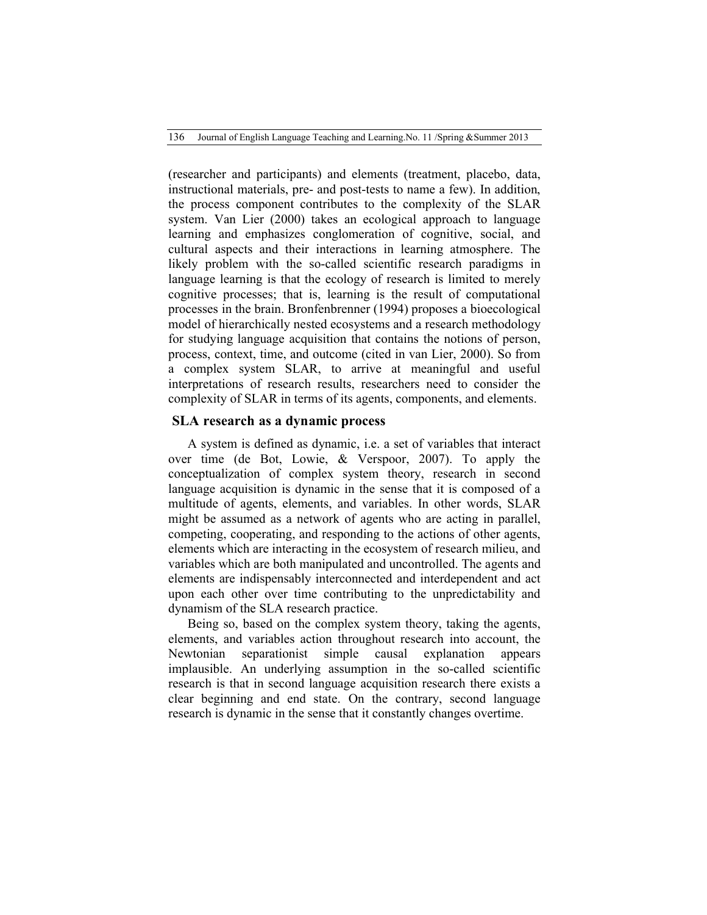(researcher and participants) and elements (treatment, placebo, data, instructional materials, pre- and post-tests to name a few). In addition, the process component contributes to the complexity of the SLAR system. Van Lier (2000) takes an ecological approach to language learning and emphasizes conglomeration of cognitive, social, and cultural aspects and their interactions in learning atmosphere. The likely problem with the so-called scientific research paradigms in language learning is that the ecology of research is limited to merely cognitive processes; that is, learning is the result of computational processes in the brain. Bronfenbrenner (1994) proposes a bioecological model of hierarchically nested ecosystems and a research methodology for studying language acquisition that contains the notions of person, process, context, time, and outcome (cited in van Lier, 2000). So from a complex system SLAR, to arrive at meaningful and useful interpretations of research results, researchers need to consider the complexity of SLAR in terms of its agents, components, and elements.

## SLA research as a dynamic process

A system is defined as dynamic, i.e. a set of variables that interact over time (de Bot, Lowie, & Verspoor, 2007). To apply the conceptualization of complex system theory, research in second language acquisition is dynamic in the sense that it is composed of a multitude of agents, elements, and variables. In other words, SLAR might be assumed as a network of agents who are acting in parallel, competing, cooperating, and responding to the actions of other agents, elements which are interacting in the ecosystem of research milieu, and variables which are both manipulated and uncontrolled. The agents and elements are indispensably interconnected and interdependent and act upon each other over time contributing to the unpredictability and dynamism of the SLA research practice.

Being so, based on the complex system theory, taking the agents, elements, and variables action throughout research into account, the Newtonian separationist simple causal explanation appears implausible. An underlying assumption in the so-called scientific research is that in second language acquisition research there exists a clear beginning and end state. On the contrary, second language research is dynamic in the sense that it constantly changes overtime.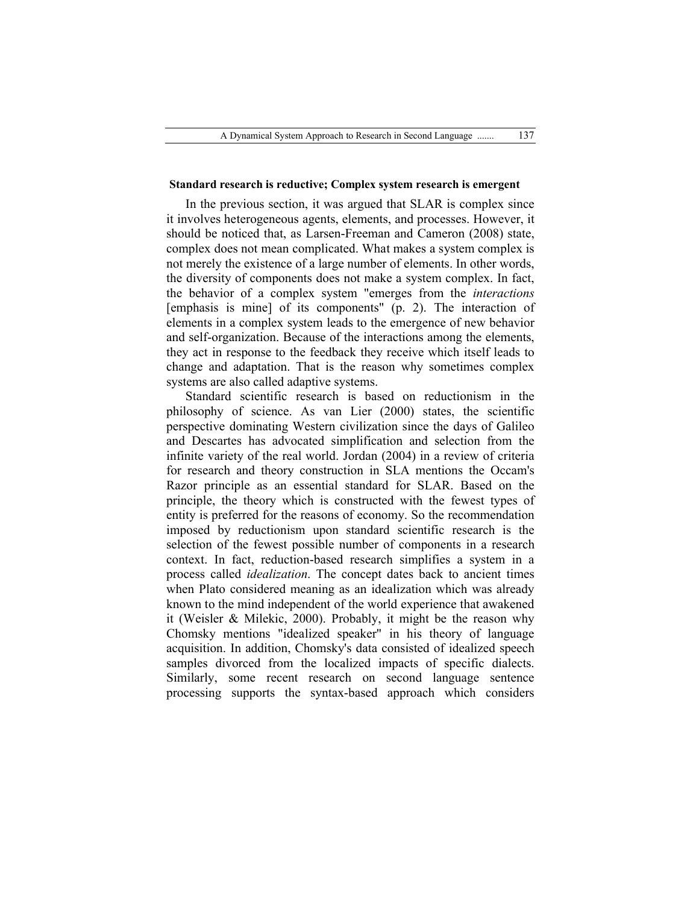**Standard research is reductive; Complex system research is emergent**

In the previous section, it was argued that SLAR is complex since it involves heterogeneous agents, elements, and processes. However, it should be noticed that, as Larsen-Freeman and Cameron (2008) state, complex does not mean complicated. What makes a system complex is not merely the existence of a large number of elements. In other words, the diversity of components does not make a system complex. In fact, the behavior of a complex system "emerges from the *interactions* [emphasis is mine] of its components" (p. 2). The interaction of elements in a complex system leads to the emergence of new behavior and self-organization. Because of the interactions among the elements, they act in response to the feedback they receive which itself leads to change and adaptation. That is the reason why sometimes complex systems are also called adaptive systems.

Standard scientific research is based on reductionism in the philosophy of science. As van Lier (2000) states, the scientific perspective dominating Western civilization since the days of Galileo and Descartes has advocated simplification and selection from the infinite variety of the real world. Jordan (2004) in a review of criteria for research and theory construction in SLA mentions the Occam's Razor principle as an essential standard for SLAR. Based on the principle, the theory which is constructed with the fewest types of entity is preferred for the reasons of economy. So the recommendation imposed by reductionism upon standard scientific research is the selection of the fewest possible number of components in a research context. In fact, reduction-based research simplifies a system in a process called *idealization*. The concept dates back to ancient times when Plato considered meaning as an idealization which was already known to the mind independent of the world experience that awakened it (Weisler & Milekic, 2000). Probably, it might be the reason why Chomsky mentions "idealized speaker" in his theory of language acquisition. In addition, Chomsky's data consisted of idealized speech samples divorced from the localized impacts of specific dialects. Similarly, some recent research on second language sentence processing supports the syntax-based approach which considers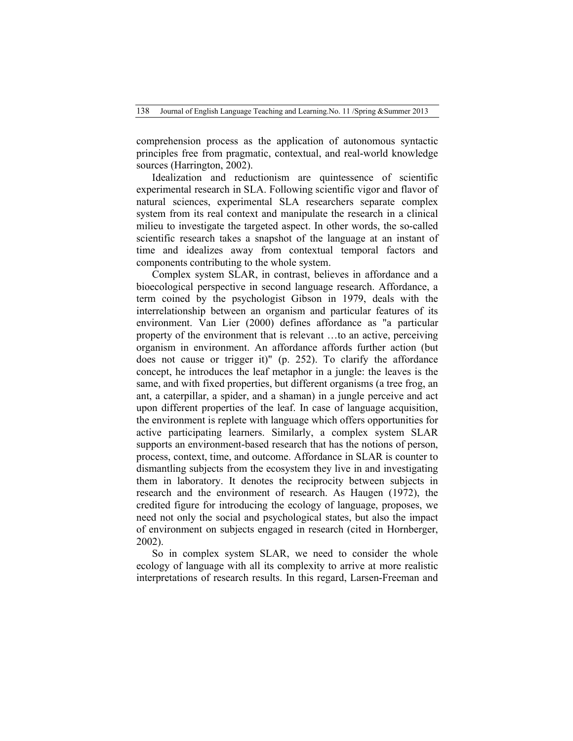comprehension process as the application of autonomous syntactic principles free from pragmatic, contextual, and real-world knowledge sources (Harrington, 2002).

Idealization and reductionism are quintessence of scientific experimental research in SLA. Following scientific vigor and flavor of natural sciences, experimental SLA researchers separate complex system from its real context and manipulate the research in a clinical milieu to investigate the targeted aspect. In other words, the so-called scientific research takes a snapshot of the language at an instant of time and idealizes away from contextual temporal factors and components contributing to the whole system.

Complex system SLAR, in contrast, believes in affordance and a bioecological perspective in second language research. Affordance, a term coined by the psychologist Gibson in 1979, deals with the interrelationship between an organism and particular features of its environment. Van Lier (2000) defines affordance as "a particular property of the environment that is relevant …to an active, perceiving organism in environment. An affordance affords further action (but does not cause or trigger it)" (p. 252). To clarify the affordance concept, he introduces the leaf metaphor in a jungle: the leaves is the same, and with fixed properties, but different organisms (a tree frog, an ant, a caterpillar, a spider, and a shaman) in a jungle perceive and act upon different properties of the leaf. In case of language acquisition, the environment is replete with language which offers opportunities for active participating learners. Similarly, a complex system SLAR supports an environment-based research that has the notions of person, process, context, time, and outcome. Affordance in SLAR is counter to dismantling subjects from the ecosystem they live in and investigating them in laboratory. It denotes the reciprocity between subjects in research and the environment of research. As Haugen (1972), the credited figure for introducing the ecology of language, proposes, we need not only the social and psychological states, but also the impact of environment on subjects engaged in research (cited in Hornberger, 2002).

So in complex system SLAR, we need to consider the whole ecology of language with all its complexity to arrive at more realistic interpretations of research results. In this regard, Larsen-Freeman and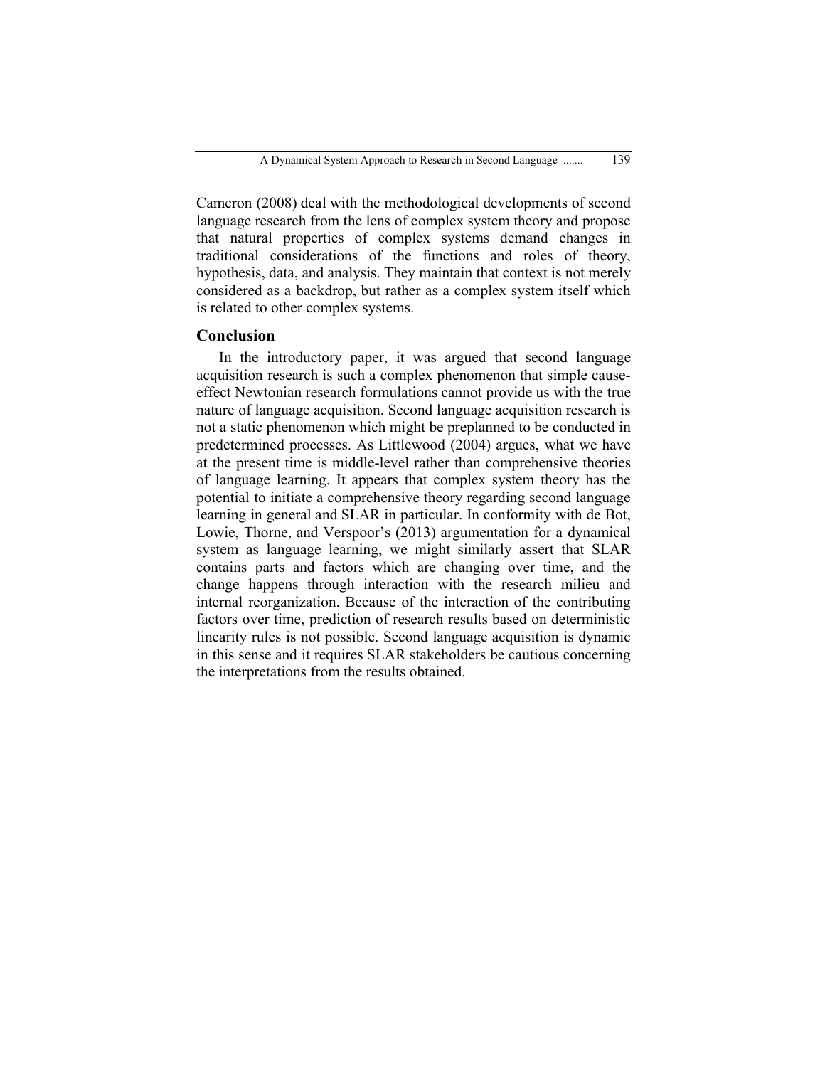Cameron (2008) deal with the methodological developments of second language research from the lens of complex system theory and propose that natural properties of complex systems demand changes in traditional considerations of the functions and roles of theory, hypothesis, data, and analysis. They maintain that context is not merely considered as a backdrop, but rather as a complex system itself which is related to other complex systems.

## Conclusion

In the introductory paper, it was argued that second language acquisition research is such a complex phenomenon that simple cause-effect Newtonian research formulations cannot provide us with the true nature of language acquisition. Second language acquisition research is not a static phenomenon which might be preplanned to be conducted in predetermined processes. As Littlewood (2004) argues, what we have at the present time is middle-level rather than comprehensive theories of language learning. It appears that complex system theory has the potential to initiate a comprehensive theory regarding second language learning in general and SLAR in particular. In conformity with de Bot, Lowie, Thorne, and Verspoor's (2013) argumentation for a dynamical system as language learning, we might similarly assert that SLAR contains parts and factors which are changing over time, and the change happens through interaction with the research milieu and internal reorganization. Because of the interaction of the contributing factors over time, prediction of research results based on deterministic linearity rules is not possible. Second language acquisition is dynamic in this sense and it requires SLAR stakeholders be cautious concerning the interpretations from the results obtained.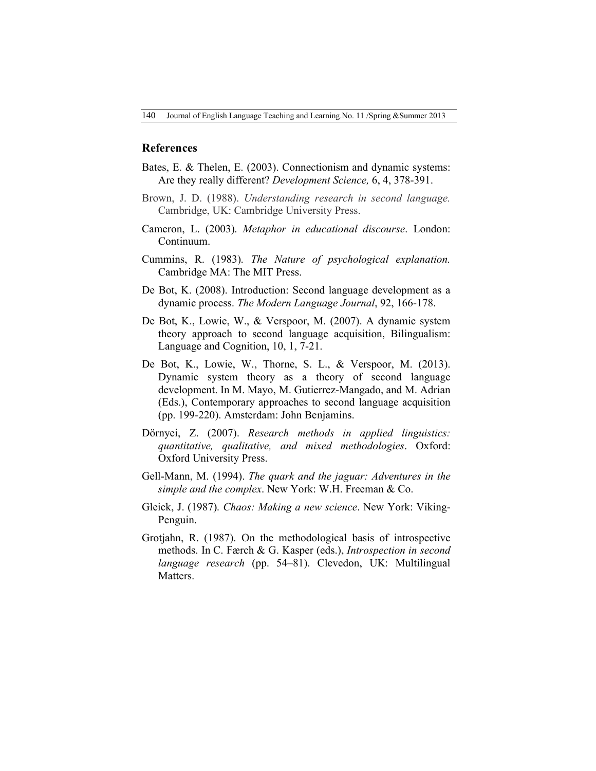## References

Bates, E. & Thelen, E. (2003). Connectionism and dynamic systems: Are they really different? *Development Science,* 6, 4, 378-391.

Brown, J. D. (1988). *Understanding research in second language.* Cambridge, UK: Cambridge University Press.

Cameron, L. (2003). *Metaphor in educational discourse*. London: Continuum.

Cummins, R. (1983). *The Nature of psychological explanation.* Cambridge MA: The MIT Press.

De Bot, K. (2008). Introduction: Second language development as a dynamic process. *The Modern Language Journal*, 92, 166-178.

De Bot, K., Lowie, W., & Verspoor, M. (2007). A dynamic system theory approach to second language acquisition, Bilingualism: Language and Cognition, 10, 1, 7-21.

De Bot, K., Lowie, W., Thorne, S. L., & Verspoor, M. (2013). Dynamic system theory as a theory of second language development. In M. Mayo, M. Gutierrez-Mangado, and M. Adrian (Eds.), Contemporary approaches to second language acquisition (pp. 199-220). Amsterdam: John Benjamins.

Dörnyei, Z. (2007). *Research methods in applied linguistics: quantitative, qualitative, and mixed methodologies*. Oxford: Oxford University Press.

Gell-Mann, M. (1994). *The quark and the jaguar: Adventures in the simple and the complex*. New York: W.H. Freeman & Co.

Gleick, J. (1987). *Chaos: Making a new science*. New York: Viking-Penguin.

Grotjahn, R. (1987). On the methodological basis of introspective methods. In C. Færch & G. Kasper (eds.), *Introspection in second language research* (pp. 54–81). Clevedon, UK: Multilingual Matters.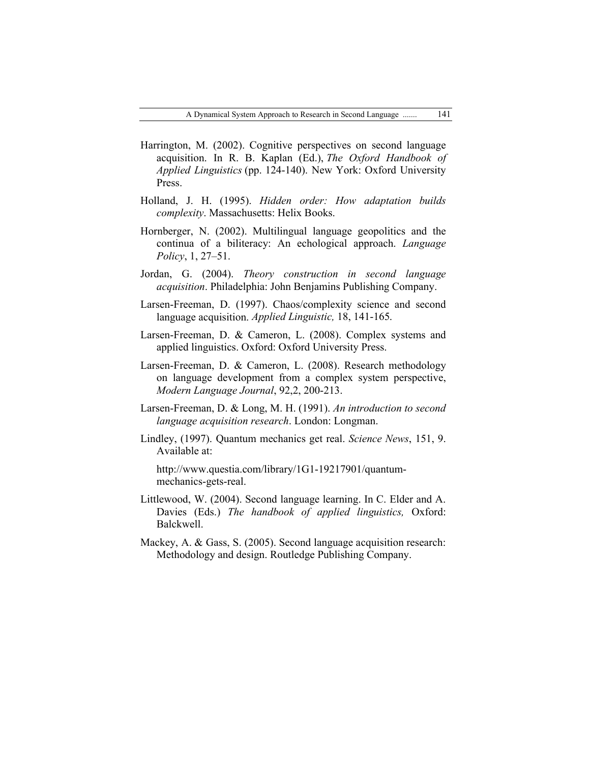Harrington, M. (2002). Cognitive perspectives on second language acquisition. In R. B. Kaplan (Ed.), *The Oxford Handbook of Applied Linguistics* (pp. 124-140). New York: Oxford University Press.

Holland, J. H. (1995). *Hidden order: How adaptation builds complexity*. Massachusetts: Helix Books.

Hornberger, N. (2002). Multilingual language geopolitics and the continua of a biliteracy: An echological approach. *Language Policy*, 1, 27–51.

Jordan, G. (2004). *Theory construction in second language acquisition*. Philadelphia: John Benjamins Publishing Company.

Larsen-Freeman, D. (1997). Chaos/complexity science and second language acquisition. *Applied Linguistic,* 18, 141-165.

Larsen-Freeman, D. & Cameron, L. (2008). Complex systems and applied linguistics. Oxford: Oxford University Press.

Larsen-Freeman, D. & Cameron, L. (2008). Research methodology on language development from a complex system perspective, *Modern Language Journal*, 92,2, 200-213.

Larsen-Freeman, D. & Long, M. H. (1991). *An introduction to second language acquisition research*. London: Longman.

Lindley, (1997). Quantum mechanics get real. *Science News*, 151, 9. Available at:

http://www.questia.com/library/1G1-19217901/quantum-mechanics-gets-real.

Littlewood, W. (2004). Second language learning. In C. Elder and A. Davies (Eds.) *The handbook of applied linguistics,* Oxford: Balckwell.

Mackey, A. & Gass, S. (2005). Second language acquisition research: Methodology and design. Routledge Publishing Company.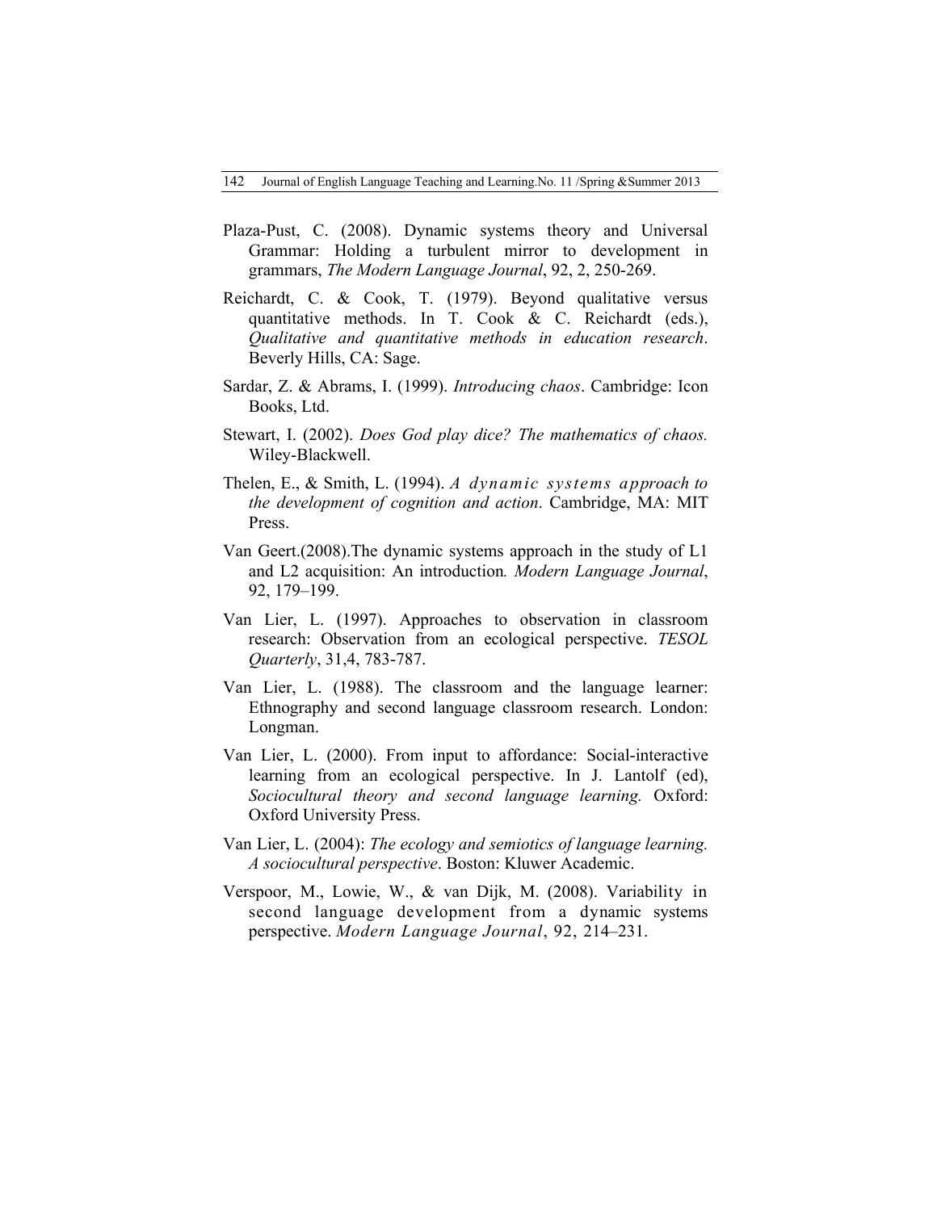Plaza-Pust, C. (2008). Dynamic systems theory and Universal Grammar: Holding a turbulent mirror to development in grammars, *The Modern Language Journal*, 92, 2, 250-269.

Reichardt, C. & Cook, T. (1979). Beyond qualitative versus quantitative methods. In T. Cook & C. Reichardt (eds.), *Qualitative and quantitative methods in education research*. Beverly Hills, CA: Sage.

Sardar, Z. & Abrams, I. (1999). *Introducing chaos*. Cambridge: Icon Books, Ltd.

Stewart, I. (2002). *Does God play dice? The mathematics of chaos.* Wiley-Blackwell.

Thelen, E., & Smith, L. (1994). *A dynamic systems approach to the development of cognition and action*. Cambridge, MA: MIT Press.

Van Geert.(2008).The dynamic systems approach in the study of L1 and L2 acquisition: An introduction*. Modern Language Journal*, 92, 179–199.

Van Lier, L. (1997). Approaches to observation in classroom research: Observation from an ecological perspective. *TESOL Quarterly*, 31,4, 783-787.

Van Lier, L. (1988). The classroom and the language learner: Ethnography and second language classroom research. London: Longman.

Van Lier, L. (2000). From input to affordance: Social-interactive learning from an ecological perspective. In J. Lantolf (ed), *Sociocultural theory and second language learning.* Oxford: Oxford University Press.

Van Lier, L. (2004): *The ecology and semiotics of language learning. A sociocultural perspective*. Boston: Kluwer Academic.

Verspoor, M., Lowie, W., & van Dijk, M. (2008). Variability in second language development from a dynamic systems perspective. *Modern Language Journal*, 92, 214–231.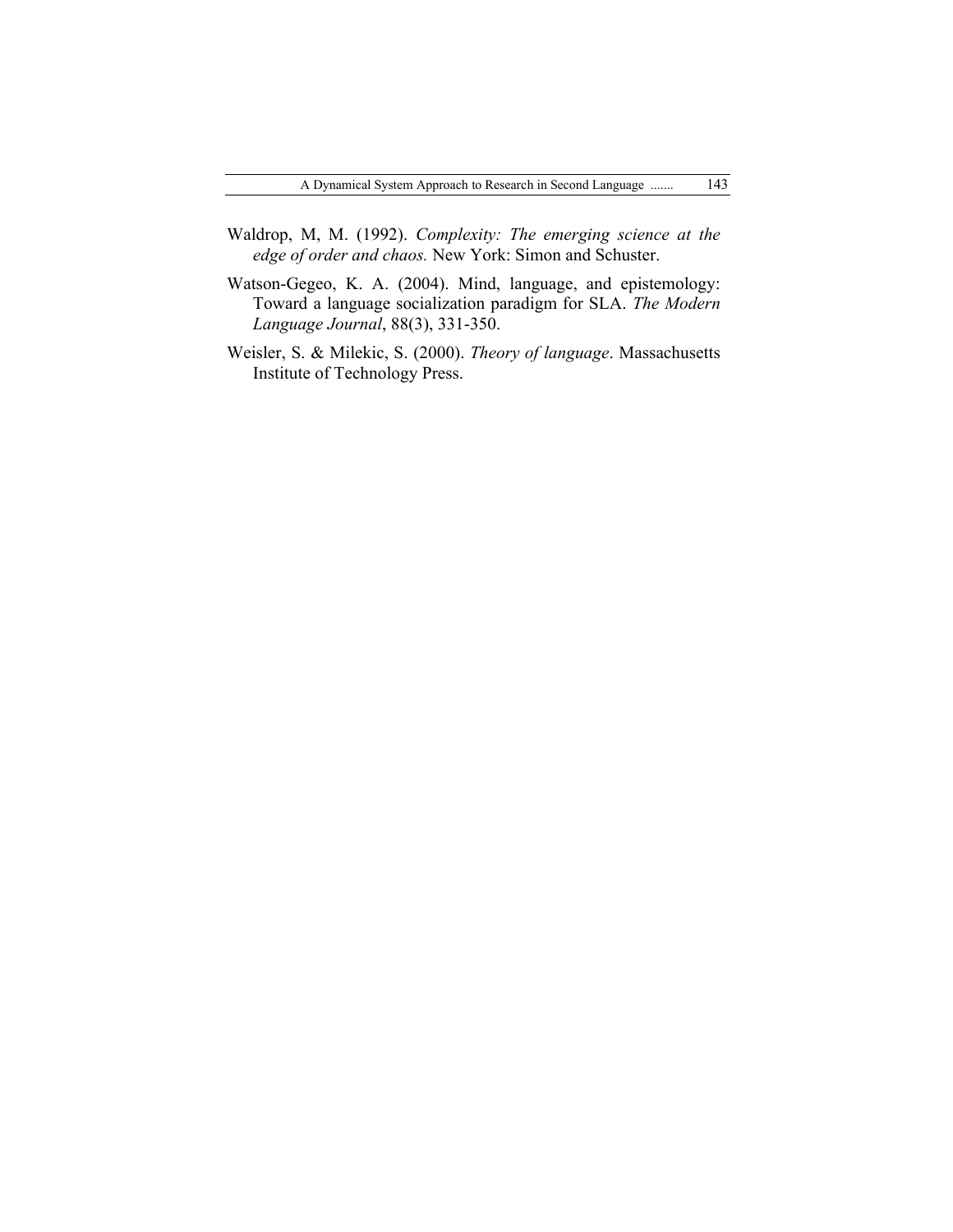Waldrop, M, M. (1992). *Complexity: The emerging science at the edge of order and chaos.* New York: Simon and Schuster.

Watson-Gegeo, K. A. (2004). Mind, language, and epistemology: Toward a language socialization paradigm for SLA. *The Modern Language Journal*, 88(3), 331-350.

Weisler, S. & Milekic, S. (2000). *Theory of language*. Massachusetts Institute of Technology Press.